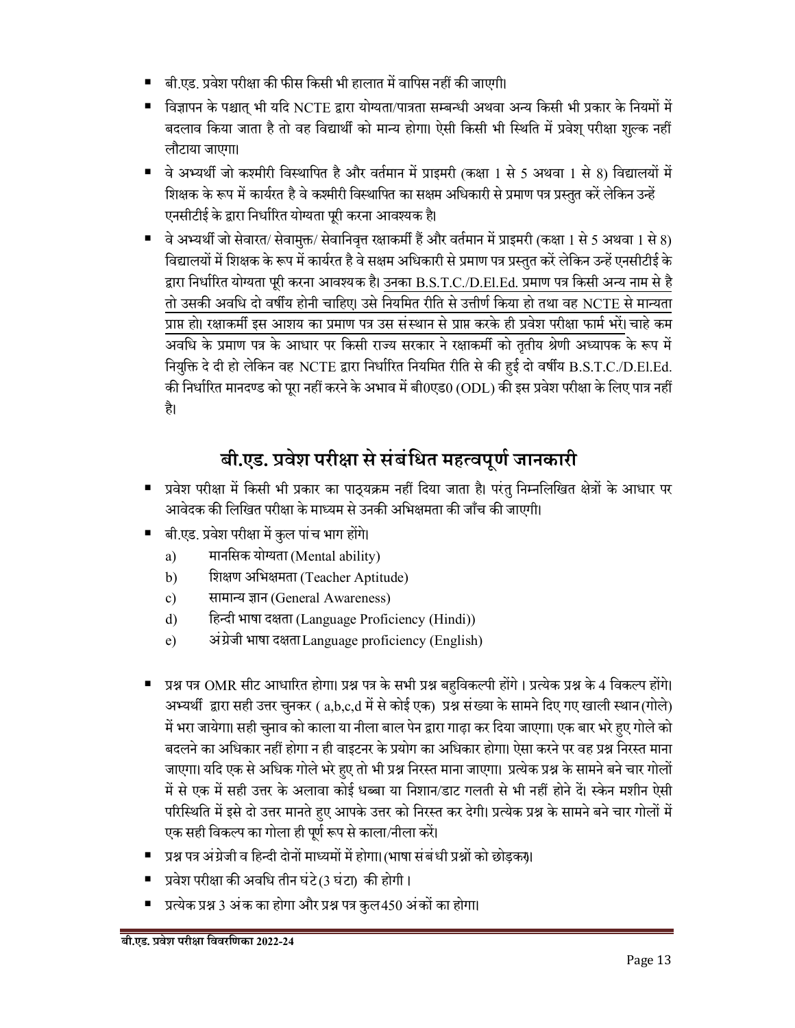- बी.एड. प्रवेश परीक्षा की फीस किसी भी हालात में वापिस नहीं की जाएगी।
- विज्ञापन के पश्चात् भी यदि NCTE द्वारा योग्यता/पात्रता सम्बन्धी अथवा अन्य किसी भी प्रकार के नियमों में बदलाव किया जाता है तो वह विद्यार्थी को मान्य होगा। ऐसी किसी भी स्थिति में प्रवेश् परीक्षा शुल्क नहीं लौटाया जाएगा।
- वे अभ्यर्थी जो कश्मीरी विस्थापित है और वर्तमान में प्राइमरी (कक्षा 1 से 5 अथवा 1 से 8) विद्यालयों में शिक्षक के रूप में कार्यरत है वे कश्मीरी विस्थापित का सक्षम अधिकारी से प्रमाण पत्र प्रस्तुत करें लेकिन उन्हें एनसीटीई के द्वारा निर्धारित योग्यता पूरी करना आवश्यक है।
- वे अभ्यर्थी जो सेवारत/ सेवामुक्त/ सेवानिवृत्त रक्षाकर्मी हैं और वर्तमान में प्राइमरी (कक्षा 1 से 5 अथवा 1 से 8) विद्यालयों में शिक्षक के रूप में कार्यरत है वे सक्षम अधिकारी से प्रमाण पत्र प्रस्तुत करें लेकिन उन्हें एनसीटीई के द्वारा निर्धारित योग्यता पूरी करना आवश्यक है। उनका B.S.T.C./D.El.Ed. प्रमाण पत्र किसी अन्य नाम से है तो उसकी अवधि दो वर्षीय होनी चाहिए। उसे नियमित रीति से उत्तीर्ण किया हो तथा वह NCTE से मान्यता प्राप्त हो। रक्षाकर्मी इस आशय का प्रमाण पत्र उस संस्थान से प्राप्त करके ही प्रवेश परीक्षा फार्म भरें। चाहे कम अवधि के प्रमाण पत्र के आधार पर किसी राज्य सरकार ने रक्षाकर्मी को तृतीय श्रेणी अध्यापक के रूप में नियुक्ति दे दी हो लेकिन वह NCTE द्वारा निर्धारित नियमित रीति से की हुई दो वर्षीय B.S.T.C./D.El.Ed. की निर्धारित मानदण्ड को पूरा नहीं करने के अभाव में बी0एड0 (ODL) की इस प्रवेश परीक्षा के लिए पात्र नहीं है।

## बी.एड. प्रवेश परीक्षा से संबंधित महत्वपूर्ण जानकारी

- प्रवेश परीक्षा में किसी भी प्रकार का पाठ्यक्रम नहीं दिया जाता है। परंतु निम्नलिखित क्षेत्रों के आधार पर आवेदक की लिखित परीक्षा के माध्यम से उनकी अभिक्षमता की जाँच की जाएगी।
- बी.एड. प्रवेश परीक्षा में कुल पांच भाग होंगे।
  - a) मानसिक योग्यता (Mental ability)
  - b) शिक्षण अभिक्षमता (Teacher Aptitude)
  - c) सामान्य ज्ञान (General Awareness)
  - d) हिन्दी भाषा दक्षता (Language Proficiency (Hindi))
  - e) अंग्रेजी भाषा दक्षता Language proficiency (English)
- प्रश्न पत्र OMR सीट आधारित होगा। प्रश्न पत्र के सभी प्रश्न बहुविकल्पी होंगे । प्रत्येक प्रश्न के 4 विकल्प होंगे। अभ्यर्थी द्वारा सही उत्तर चुनकर ( a,b,c,d में से कोई एक) प्रश्न संख्या के सामने दिए गए खाली स्थान (गोले) में भरा जायेगा। सही चुनाव को काला या नीला बाल पेन द्वारा गाढ़ा कर दिया जाएगा। एक बार भरे हुए गोले को बदलने का अधिकार नहीं होगा न ही वाइटनर के प्रयोग का अधिकार होगा। ऐसा करने पर वह प्रश्न निरस्त माना जाएगा। यदि एक से अधिक गोले भरे हुए तो भी प्रश्न निरस्त माना जाएगा। प्रत्येक प्रश्न के सामने बने चार गोलों में से एक में सही उत्तर के अलावा कोई धब्बा या निशान/डाट गलती से भी नहीं होने दें। स्केन मशीन ऐसी परिस्थिति में इसे दो उत्तर मानते हुए आपके उत्तर को निरस्त कर देगी। प्रत्येक प्रश्न के सामने बने चार गोलों में एक सही विकल्प का गोला ही पूर्ण रूप से काला/नीला करें।
- प्रश्न पत्र अंग्रेजी व हिन्दी दोनों माध्यमों में होगा। (भाषा संबंधी प्रश्नों को छोड़कर)।
- प्रवेश परीक्षा की अवधि तीन घंटे (3 घंटा) की होगी ।
- प्रत्येक प्रश्न 3 अंक का होगा और प्रश्न पत्र कुल 450 अंकों का होगा।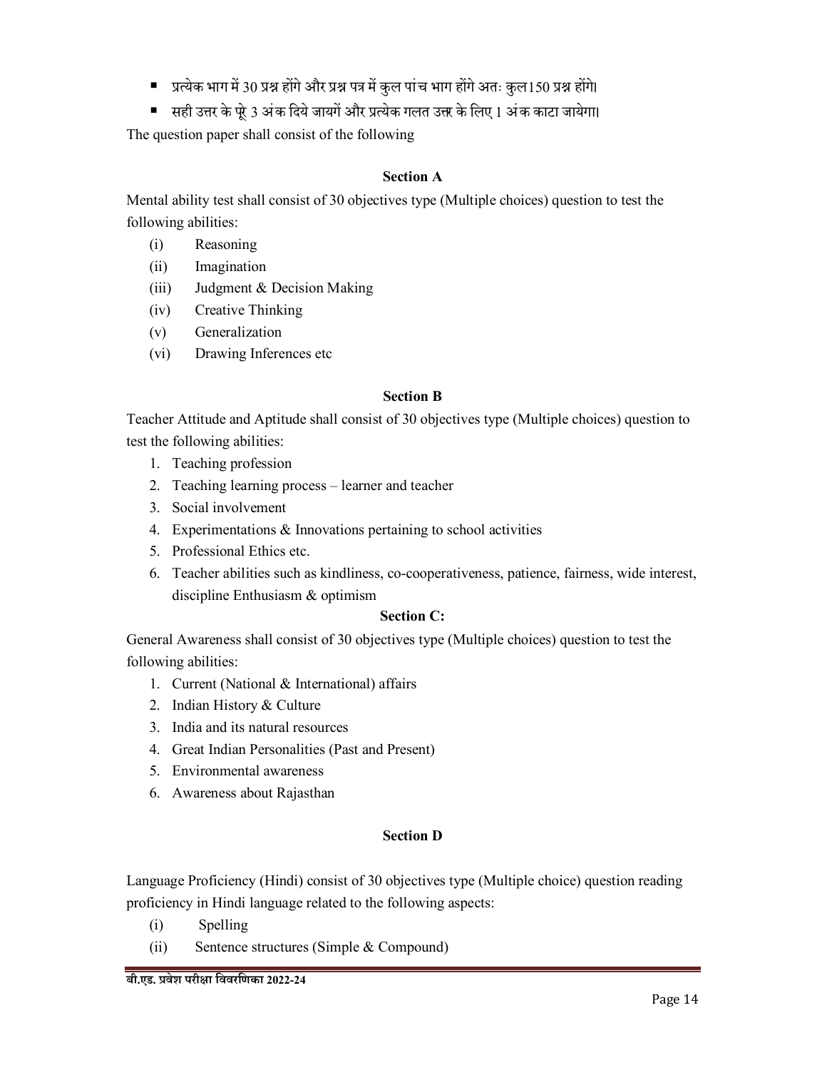- प्रत्येक भाग में 30 प्रश्न होंगे और प्रश्न पत्र में कुल पांच भाग होंगे अतः कुल150 प्रश्न होंगे।
- सही उत्तर के पूरे 3 अंक दिये जायगें और प्रत्येक गलत उत्तर के लिए 1 अंक काटा जायेगा।

The question paper shall consist of the following

**Section A**

Mental ability test shall consist of 30 objectives type (Multiple choices) question to test the following abilities:

(i) Reasoning
(ii) Imagination
(iii) Judgment & Decision Making
(iv) Creative Thinking
(v) Generalization
(vi) Drawing Inferences etc

**Section B**

Teacher Attitude and Aptitude shall consist of 30 objectives type (Multiple choices) question to test the following abilities:

1. Teaching profession
2. Teaching learning process – learner and teacher
3. Social involvement
4. Experimentations & Innovations pertaining to school activities
5. Professional Ethics etc.
6. Teacher abilities such as kindliness, co-cooperativeness, patience, fairness, wide interest, discipline Enthusiasm & optimism

**Section C:**

General Awareness shall consist of 30 objectives type (Multiple choices) question to test the following abilities:

1. Current (National & International) affairs
2. Indian History & Culture
3. India and its natural resources
4. Great Indian Personalities (Past and Present)
5. Environmental awareness
6. Awareness about Rajasthan

**Section D**

Language Proficiency (Hindi) consist of 30 objectives type (Multiple choice) question reading proficiency in Hindi language related to the following aspects:

(i) Spelling
(ii) Sentence structures (Simple & Compound)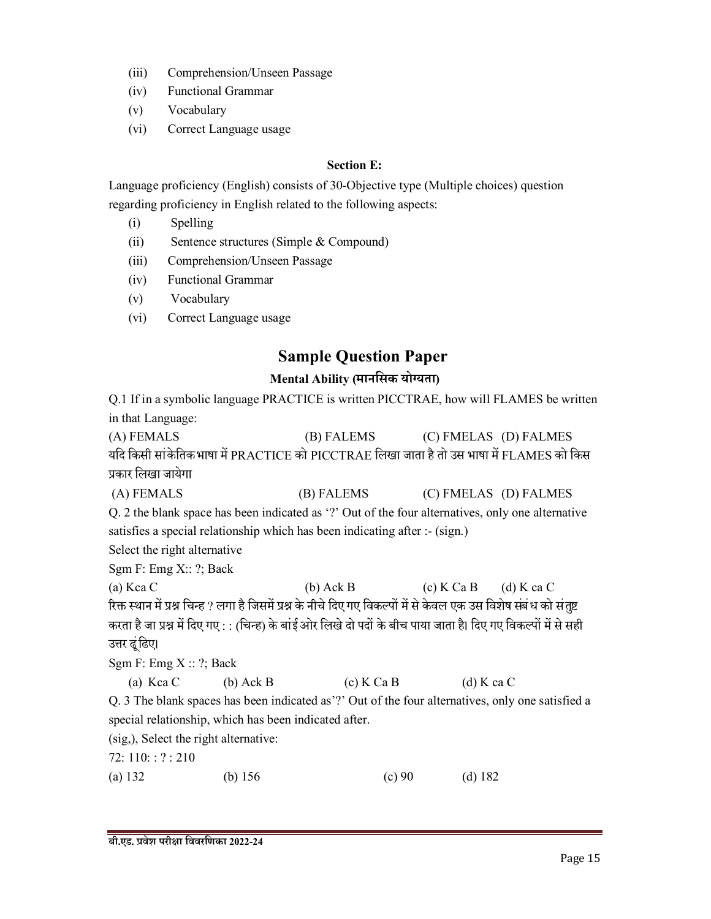(iii) Comprehension/Unseen Passage
(iv) Functional Grammar
(v) Vocabulary
(vi) Correct Language usage

**Section E:**

Language proficiency (English) consists of 30-Objective type (Multiple choices) question regarding proficiency in English related to the following aspects:

(i) Spelling
(ii) Sentence structures (Simple & Compound)
(iii) Comprehension/Unseen Passage
(iv) Functional Grammar
(v) Vocabulary
(vi) Correct Language usage

## Sample Question Paper

### Mental Ability (मानसिक योग्यता)

Q.1 If in a symbolic language PRACTICE is written PICCTRAE, how will FLAMES be written in that Language:

(A) FEMALS (B) FALEMS (C) FMELAS (D) FALMES

यदि किसी सांकेतिक भाषा में PRACTICE को PICCTRAE लिखा जाता है तो उस भाषा में FLAMES को किस प्रकार लिखा जायेगा

(A) FEMALS (B) FALEMS (C) FMELAS (D) FALMES

Q. 2 the blank space has been indicated as '?' Out of the four alternatives, only one alternative satisfies a special relationship which has been indicating after :- (sign.)

Select the right alternative

Sgm F: Emg X:: ?; Back

(a) Kca C (b) Ack B (c) K Ca B (d) K ca C

रिक्त स्थान में प्रश्न चिन्ह ? लगा है जिसमें प्रश्न के नीचे दिए गए विकल्पों में से केवल एक उस विशेष संबंध को संतुष्ट करता है जा प्रश्न में दिए गए : : (चिन्ह) के बांई ओर लिखे दो पदों के बीच पाया जाता है। दिए गए विकल्पों में से सही उत्तर ढूंढिए।

Sgm F: Emg X :: ?; Back

(a) Kca C (b) Ack B (c) K Ca B (d) K ca C

Q. 3 The blank spaces has been indicated as'?' Out of the four alternatives, only one satisfied a special relationship, which has been indicated after.

(sig,), Select the right alternative:

72: 110: : ? : 210

(a) 132 (b) 156 (c) 90 (d) 182